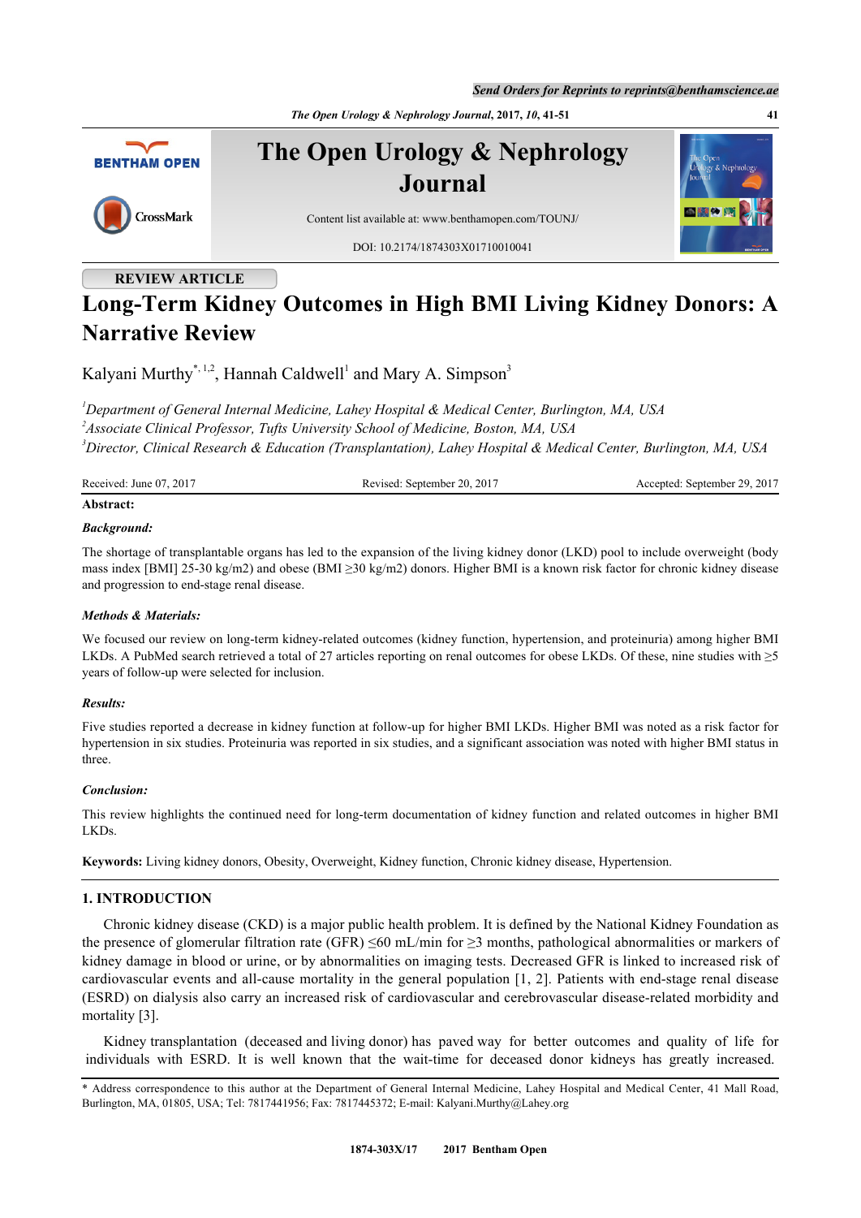REVIEW ARTICLE

# Long-Term Kidney Outcomes in High BMI Living Kidney Donors: A Narrative Review

Kalyani Murthy[*, 1,2], Hannah Caldwell[1] and Mary A. Simpson[3]

[1]*Department of General Internal Medicine, Lahey Hospital & Medical Center, Burlington, MA, USA*
[2]*Associate Clinical Professor, Tufts University School of Medicine, Boston, MA, USA*
[3]*Director, Clinical Research & Education (Transplantation), Lahey Hospital & Medical Center, Burlington, MA, USA*

Received: June 07, 2017 | Revised: September 20, 2017 | Accepted: September 29, 2017

**Abstract:**

***Background:***

The shortage of transplantable organs has led to the expansion of the living kidney donor (LKD) pool to include overweight (body mass index [BMI] 25-30 kg/m2) and obese (BMI ≥30 kg/m2) donors. Higher BMI is a known risk factor for chronic kidney disease and progression to end-stage renal disease.

***Methods & Materials:***

We focused our review on long-term kidney-related outcomes (kidney function, hypertension, and proteinuria) among higher BMI LKDs. A PubMed search retrieved a total of 27 articles reporting on renal outcomes for obese LKDs. Of these, nine studies with ≥5 years of follow-up were selected for inclusion.

***Results:***

Five studies reported a decrease in kidney function at follow-up for higher BMI LKDs. Higher BMI was noted as a risk factor for hypertension in six studies. Proteinuria was reported in six studies, and a significant association was noted with higher BMI status in three.

***Conclusion:***

This review highlights the continued need for long-term documentation of kidney function and related outcomes in higher BMI LKDs.

**Keywords:** Living kidney donors, Obesity, Overweight, Kidney function, Chronic kidney disease, Hypertension.

## 1. INTRODUCTION

Chronic kidney disease (CKD) is a major public health problem. It is defined by the National Kidney Foundation as the presence of glomerular filtration rate (GFR) ≤60 mL/min for ≥3 months, pathological abnormalities or markers of kidney damage in blood or urine, or by abnormalities on imaging tests. Decreased GFR is linked to increased risk of cardiovascular events and all-cause mortality in the general population [1, 2]. Patients with end-stage renal disease (ESRD) on dialysis also carry an increased risk of cardiovascular and cerebrovascular disease-related morbidity and mortality [3].

Kidney transplantation (deceased and living donor) has paved way for better outcomes and quality of life for individuals with ESRD. It is well known that the wait-time for deceased donor kidneys has greatly increased.

\* Address correspondence to this author at the Department of General Internal Medicine, Lahey Hospital and Medical Center, 41 Mall Road, Burlington, MA, 01805, USA; Tel: 7817441956; Fax: 7817445372; E-mail: Kalyani.Murthy@Lahey.org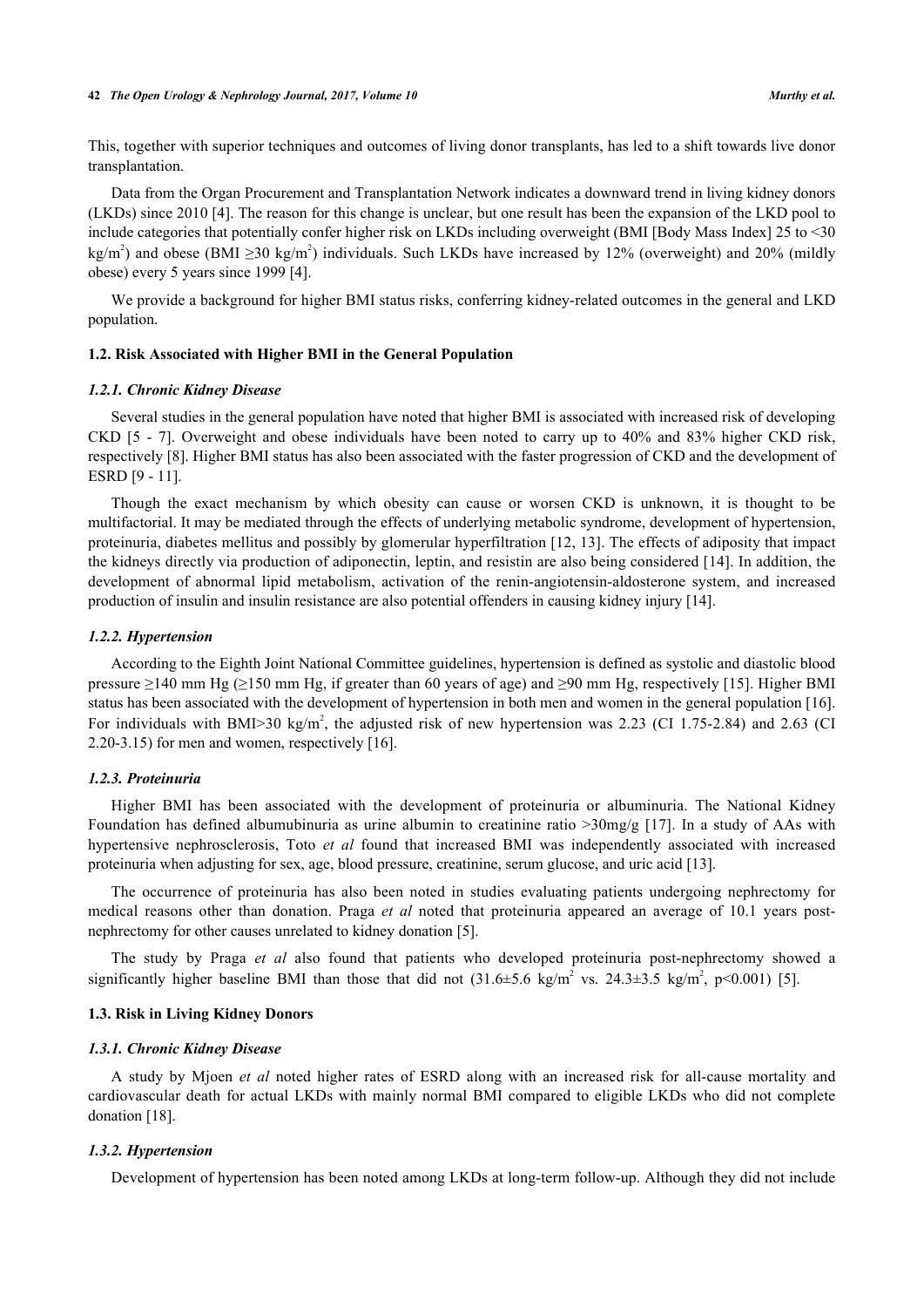This, together with superior techniques and outcomes of living donor transplants, has led to a shift towards live donor transplantation.

Data from the Organ Procurement and Transplantation Network indicates a downward trend in living kidney donors (LKDs) since 2010 [4]. The reason for this change is unclear, but one result has been the expansion of the LKD pool to include categories that potentially confer higher risk on LKDs including overweight (BMI [Body Mass Index] 25 to <30 kg/m$^2$) and obese (BMI ≥30 kg/m$^2$) individuals. Such LKDs have increased by 12% (overweight) and 20% (mildly obese) every 5 years since 1999 [4].

We provide a background for higher BMI status risks, conferring kidney-related outcomes in the general and LKD population.

### 1.2. Risk Associated with Higher BMI in the General Population

#### *1.2.1. Chronic Kidney Disease*

Several studies in the general population have noted that higher BMI is associated with increased risk of developing CKD [5 - 7]. Overweight and obese individuals have been noted to carry up to 40% and 83% higher CKD risk, respectively [8]. Higher BMI status has also been associated with the faster progression of CKD and the development of ESRD [9 - 11].

Though the exact mechanism by which obesity can cause or worsen CKD is unknown, it is thought to be multifactorial. It may be mediated through the effects of underlying metabolic syndrome, development of hypertension, proteinuria, diabetes mellitus and possibly by glomerular hyperfiltration [12, 13]. The effects of adiposity that impact the kidneys directly via production of adiponectin, leptin, and resistin are also being considered [14]. In addition, the development of abnormal lipid metabolism, activation of the renin-angiotensin-aldosterone system, and increased production of insulin and insulin resistance are also potential offenders in causing kidney injury [14].

#### *1.2.2. Hypertension*

According to the Eighth Joint National Committee guidelines, hypertension is defined as systolic and diastolic blood pressure ≥140 mm Hg (≥150 mm Hg, if greater than 60 years of age) and ≥90 mm Hg, respectively [15]. Higher BMI status has been associated with the development of hypertension in both men and women in the general population [16]. For individuals with BMI>30 kg/m$^2$, the adjusted risk of new hypertension was 2.23 (CI 1.75-2.84) and 2.63 (CI 2.20-3.15) for men and women, respectively [16].

#### *1.2.3. Proteinuria*

Higher BMI has been associated with the development of proteinuria or albuminuria. The National Kidney Foundation has defined albumubinuria as urine albumin to creatinine ratio >30mg/g [17]. In a study of AAs with hypertensive nephrosclerosis, Toto *et al* found that increased BMI was independently associated with increased proteinuria when adjusting for sex, age, blood pressure, creatinine, serum glucose, and uric acid [13].

The occurrence of proteinuria has also been noted in studies evaluating patients undergoing nephrectomy for medical reasons other than donation. Praga *et al* noted that proteinuria appeared an average of 10.1 years post-nephrectomy for other causes unrelated to kidney donation [5].

The study by Praga *et al* also found that patients who developed proteinuria post-nephrectomy showed a significantly higher baseline BMI than those that did not (31.6±5.6 kg/m$^2$ vs. 24.3±3.5 kg/m$^2$, $p<0.001$) [5].

### 1.3. Risk in Living Kidney Donors

#### *1.3.1. Chronic Kidney Disease*

A study by Mjoen *et al* noted higher rates of ESRD along with an increased risk for all-cause mortality and cardiovascular death for actual LKDs with mainly normal BMI compared to eligible LKDs who did not complete donation [18].

#### *1.3.2. Hypertension*

Development of hypertension has been noted among LKDs at long-term follow-up. Although they did not include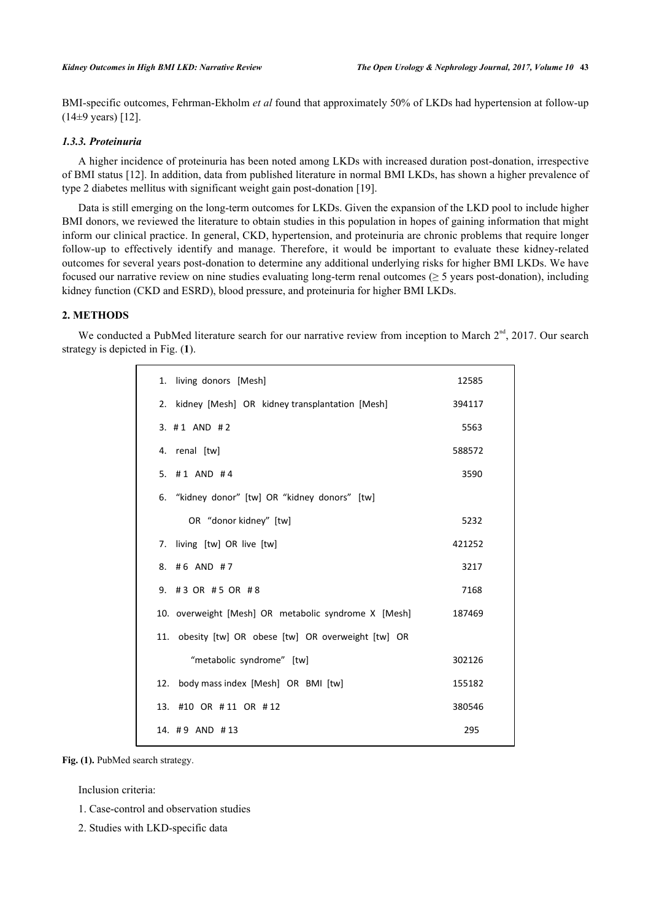BMI-specific outcomes, Fehrman-Ekholm *et al* found that approximately 50% of LKDs had hypertension at follow-up (14±9 years) [12].

### *1.3.3. Proteinuria*

A higher incidence of proteinuria has been noted among LKDs with increased duration post-donation, irrespective of BMI status [12]. In addition, data from published literature in normal BMI LKDs, has shown a higher prevalence of type 2 diabetes mellitus with significant weight gain post-donation [19].

Data is still emerging on the long-term outcomes for LKDs. Given the expansion of the LKD pool to include higher BMI donors, we reviewed the literature to obtain studies in this population in hopes of gaining information that might inform our clinical practice. In general, CKD, hypertension, and proteinuria are chronic problems that require longer follow-up to effectively identify and manage. Therefore, it would be important to evaluate these kidney-related outcomes for several years post-donation to determine any additional underlying risks for higher BMI LKDs. We have focused our narrative review on nine studies evaluating long-term renal outcomes (≥ 5 years post-donation), including kidney function (CKD and ESRD), blood pressure, and proteinuria for higher BMI LKDs.

## 2. METHODS

We conducted a PubMed literature search for our narrative review from inception to March 2[nd], 2017. Our search strategy is depicted in Fig. (**1**).

| Search | Results |
|---|---|
| 1. living donors [Mesh] | 12585 |
| 2. kidney [Mesh] OR kidney transplantation [Mesh] | 394117 |
| 3. # 1 AND # 2 | 5563 |
| 4. renal [tw] | 588572 |
| 5. # 1 AND # 4 | 3590 |
| 6. "kidney donor" [tw] OR "kidney donors" [tw] OR "donor kidney" [tw] | 5232 |
| 7. living [tw] OR live [tw] | 421252 |
| 8. # 6 AND # 7 | 3217 |
| 9. # 3 OR # 5 OR # 8 | 7168 |
| 10. overweight [Mesh] OR metabolic syndrome X [Mesh] | 187469 |
| 11. obesity [tw] OR obese [tw] OR overweight [tw] OR "metabolic syndrome" [tw] | 302126 |
| 12. body mass index [Mesh] OR BMI [tw] | 155182 |
| 13. #10 OR # 11 OR # 12 | 380546 |
| 14. # 9 AND # 13 | 295 |

**Fig. (1).** PubMed search strategy.

Inclusion criteria:

1. Case-control and observation studies
2. Studies with LKD-specific data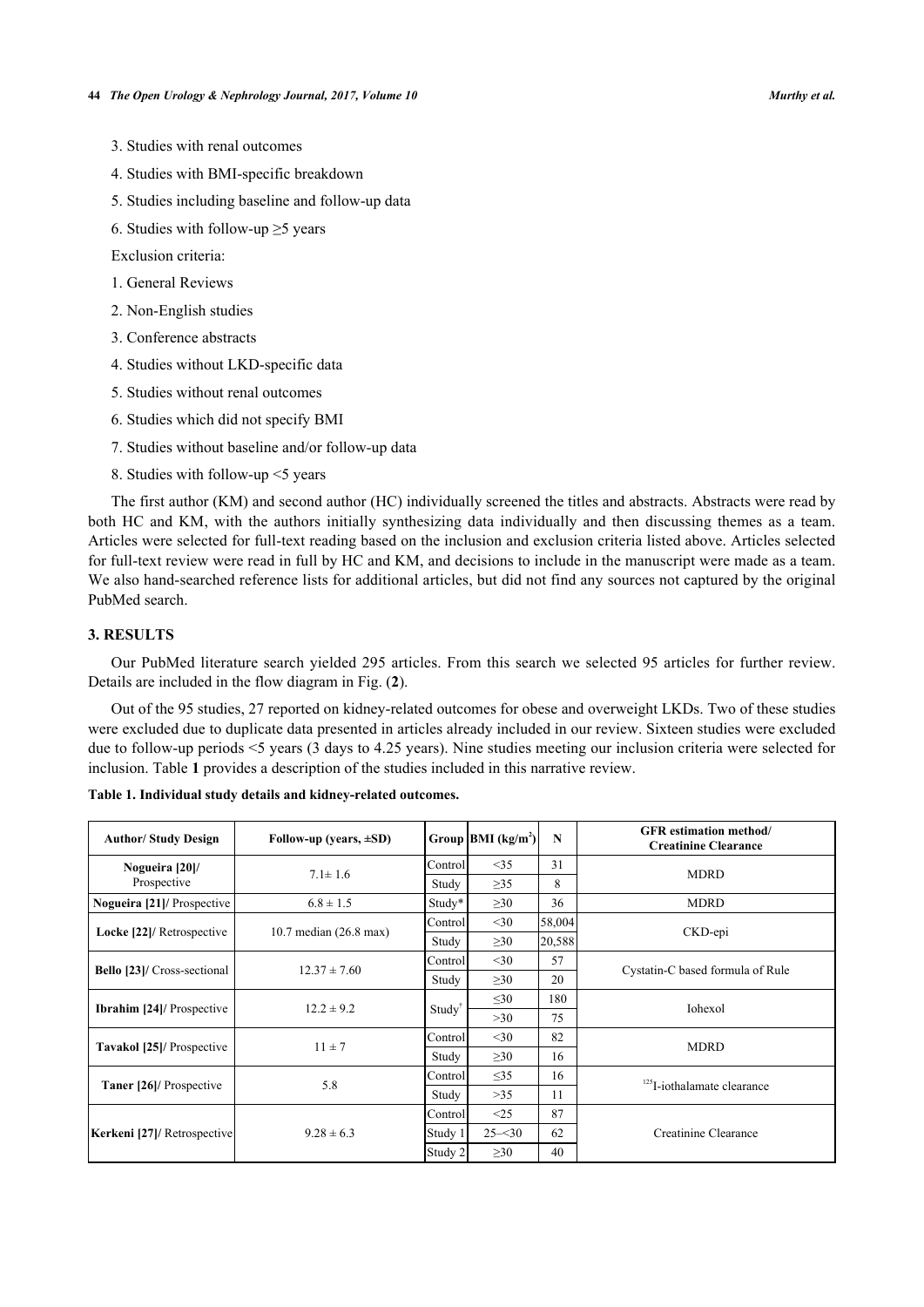3. Studies with renal outcomes
4. Studies with BMI-specific breakdown
5. Studies including baseline and follow-up data
6. Studies with follow-up ≥5 years

Exclusion criteria:

1. General Reviews
2. Non-English studies
3. Conference abstracts
4. Studies without LKD-specific data
5. Studies without renal outcomes
6. Studies which did not specify BMI
7. Studies without baseline and/or follow-up data
8. Studies with follow-up <5 years

The first author (KM) and second author (HC) individually screened the titles and abstracts. Abstracts were read by both HC and KM, with the authors initially synthesizing data individually and then discussing themes as a team. Articles were selected for full-text reading based on the inclusion and exclusion criteria listed above. Articles selected for full-text review were read in full by HC and KM, and decisions to include in the manuscript were made as a team. We also hand-searched reference lists for additional articles, but did not find any sources not captured by the original PubMed search.

## 3. RESULTS

Our PubMed literature search yielded 295 articles. From this search we selected 95 articles for further review. Details are included in the flow diagram in Fig. (**2**).

Out of the 95 studies, 27 reported on kidney-related outcomes for obese and overweight LKDs. Two of these studies were excluded due to duplicate data presented in articles already included in our review. Sixteen studies were excluded due to follow-up periods <5 years (3 days to 4.25 years). Nine studies meeting our inclusion criteria were selected for inclusion. Table **1** provides a description of the studies included in this narrative review.

**Table 1. Individual study details and kidney-related outcomes.**

| Author/ Study Design | Follow-up (years, ±SD) | Group | BMI (kg/m$^2$) | N | GFR estimation method/ Creatinine Clearance |
|---|---|---|---|---|---|
| **Nogueira [20]**/ Prospective | 7.1± 1.6 | Control | <35 | 31 | MDRD |
| | | Study | ≥35 | 8 | |
| **Nogueira [21]**/ Prospective | 6.8 ± 1.5 | Study* | ≥30 | 36 | MDRD |
| **Locke [22]**/ Retrospective | 10.7 median (26.8 max) | Control | <30 | 58,004 | CKD-epi |
| | | Study | ≥30 | 20,588 | |
| **Bello [23]**/ Cross-sectional | 12.37 ± 7.60 | Control | <30 | 57 | Cystatin-C based formula of Rule |
| | | Study | ≥30 | 20 | |
| **Ibrahim [24]**/ Prospective | 12.2 ± 9.2 | Study† | ≤30 | 180 | Iohexol |
| | | | >30 | 75 | |
| **Tavakol [25]**/ Prospective | 11 ± 7 | Control | <30 | 82 | MDRD |
| | | Study | ≥30 | 16 | |
| **Taner [26]**/ Prospective | 5.8 | Control | ≤35 | 16 | $^{125}$I-iothalamate clearance |
| | | Study | >35 | 11 | |
| **Kerkeni [27]**/ Retrospective | 9.28 ± 6.3 | Control | <25 | 87 | Creatinine Clearance |
| | | Study 1 | 25–<30 | 62 | |
| | | Study 2 | ≥30 | 40 | |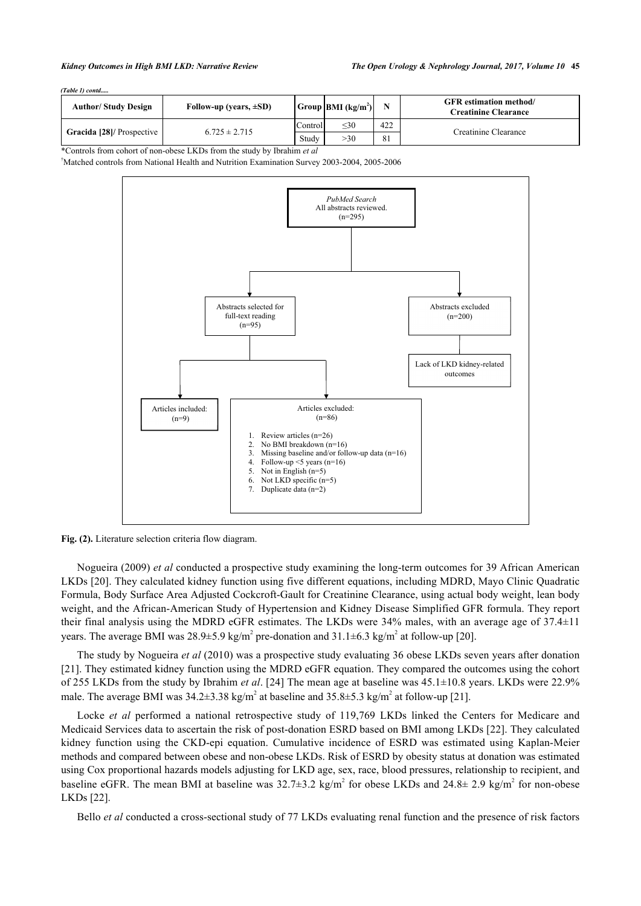*(Table 1) contd.....*

| Author/ Study Design | Follow-up (years, ±SD) | Group | BMI (kg/m$^2$) | N | GFR estimation method/ Creatinine Clearance |
|---|---|---|---|---|---|
| **Gracida [28]**/ Prospective | 6.725 ± 2.715 | Control | ≤30 | 422 | Creatinine Clearance |
| | | Study | >30 | 81 | |

*Controls from cohort of non-obese LKDs from the study by Ibrahim *et al*

†Matched controls from National Health and Nutrition Examination Survey 2003-2004, 2005-2006

*PubMed Search*
All abstracts reviewed.
(n=295)

Abstracts selected for full-text reading
(n=95)

Abstracts excluded
(n=200)

Lack of LKD kidney-related outcomes

Articles included:
(n=9)

Articles excluded:
(n=86)

1. Review articles (n=26)
2. No BMI breakdown (n=16)
3. Missing baseline and/or follow-up data (n=16)
4. Follow-up <5 years (n=16)
5. Not in English (n=5)
6. Not LKD specific (n=5)
7. Duplicate data (n=2)

**Fig. (2).** Literature selection criteria flow diagram.

Nogueira (2009) *et al* conducted a prospective study examining the long-term outcomes for 39 African American LKDs [20]. They calculated kidney function using five different equations, including MDRD, Mayo Clinic Quadratic Formula, Body Surface Area Adjusted Cockcroft-Gault for Creatinine Clearance, using actual body weight, lean body weight, and the African-American Study of Hypertension and Kidney Disease Simplified GFR formula. They report their final analysis using the MDRD eGFR estimates. The LKDs were 34% males, with an average age of 37.4±11 years. The average BMI was 28.9±5.9 kg/m$^2$ pre-donation and 31.1±6.3 kg/m$^2$ at follow-up [20].

The study by Nogueira *et al* (2010) was a prospective study evaluating 36 obese LKDs seven years after donation [21]. They estimated kidney function using the MDRD eGFR equation. They compared the outcomes using the cohort of 255 LKDs from the study by Ibrahim *et al*. [24] The mean age at baseline was 45.1±10.8 years. LKDs were 22.9% male. The average BMI was 34.2±3.38 kg/m$^2$ at baseline and 35.8±5.3 kg/m$^2$ at follow-up [21].

Locke *et al* performed a national retrospective study of 119,769 LKDs linked the Centers for Medicare and Medicaid Services data to ascertain the risk of post-donation ESRD based on BMI among LKDs [22]. They calculated kidney function using the CKD-epi equation. Cumulative incidence of ESRD was estimated using Kaplan-Meier methods and compared between obese and non-obese LKDs. Risk of ESRD by obesity status at donation was estimated using Cox proportional hazards models adjusting for LKD age, sex, race, blood pressures, relationship to recipient, and baseline eGFR. The mean BMI at baseline was 32.7±3.2 kg/m$^2$ for obese LKDs and 24.8± 2.9 kg/m$^2$ for non-obese LKDs [22].

Bello *et al* conducted a cross-sectional study of 77 LKDs evaluating renal function and the presence of risk factors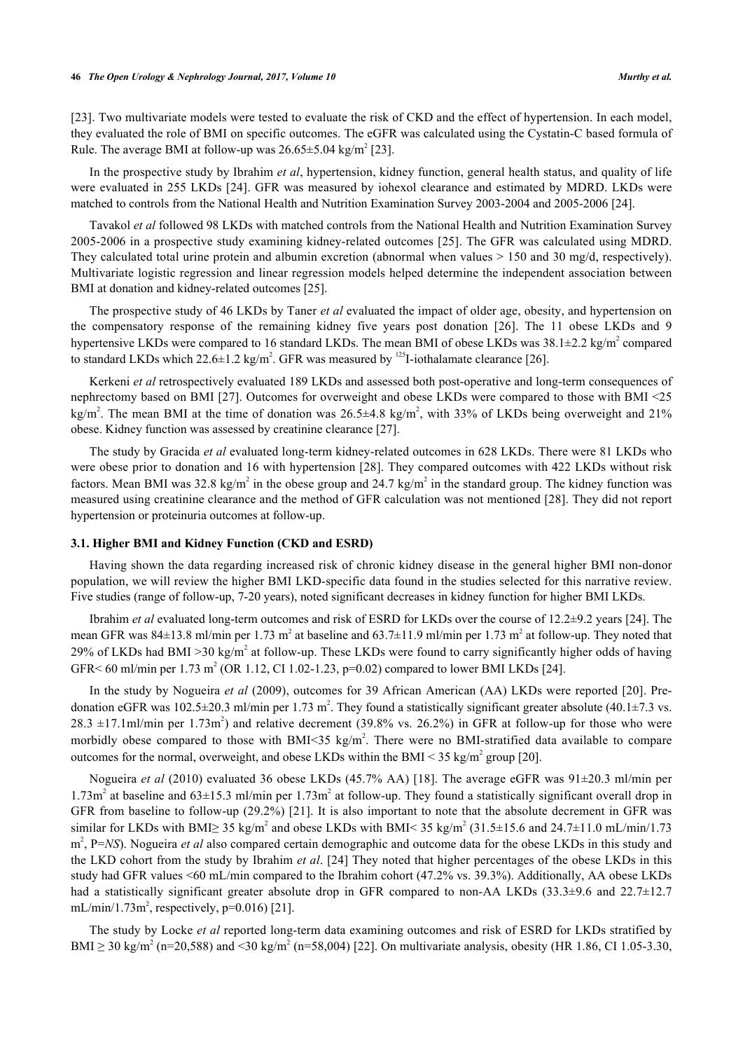[23]. Two multivariate models were tested to evaluate the risk of CKD and the effect of hypertension. In each model, they evaluated the role of BMI on specific outcomes. The eGFR was calculated using the Cystatin-C based formula of Rule. The average BMI at follow-up was 26.65±5.04 kg/m$^2$ [23].

In the prospective study by Ibrahim *et al*, hypertension, kidney function, general health status, and quality of life were evaluated in 255 LKDs [24]. GFR was measured by iohexol clearance and estimated by MDRD. LKDs were matched to controls from the National Health and Nutrition Examination Survey 2003-2004 and 2005-2006 [24].

Tavakol *et al* followed 98 LKDs with matched controls from the National Health and Nutrition Examination Survey 2005-2006 in a prospective study examining kidney-related outcomes [25]. The GFR was calculated using MDRD. They calculated total urine protein and albumin excretion (abnormal when values > 150 and 30 mg/d, respectively). Multivariate logistic regression and linear regression models helped determine the independent association between BMI at donation and kidney-related outcomes [25].

The prospective study of 46 LKDs by Taner *et al* evaluated the impact of older age, obesity, and hypertension on the compensatory response of the remaining kidney five years post donation [26]. The 11 obese LKDs and 9 hypertensive LKDs were compared to 16 standard LKDs. The mean BMI of obese LKDs was 38.1±2.2 kg/m$^2$ compared to standard LKDs which 22.6±1.2 kg/m$^2$. GFR was measured by $^{125}$I-iothalamate clearance [26].

Kerkeni *et al* retrospectively evaluated 189 LKDs and assessed both post-operative and long-term consequences of nephrectomy based on BMI [27]. Outcomes for overweight and obese LKDs were compared to those with BMI <25 kg/m$^2$. The mean BMI at the time of donation was 26.5±4.8 kg/m$^2$, with 33% of LKDs being overweight and 21% obese. Kidney function was assessed by creatinine clearance [27].

The study by Gracida *et al* evaluated long-term kidney-related outcomes in 628 LKDs. There were 81 LKDs who were obese prior to donation and 16 with hypertension [28]. They compared outcomes with 422 LKDs without risk factors. Mean BMI was 32.8 kg/m$^2$ in the obese group and 24.7 kg/m$^2$ in the standard group. The kidney function was measured using creatinine clearance and the method of GFR calculation was not mentioned [28]. They did not report hypertension or proteinuria outcomes at follow-up.

### 3.1. Higher BMI and Kidney Function (CKD and ESRD)

Having shown the data regarding increased risk of chronic kidney disease in the general higher BMI non-donor population, we will review the higher BMI LKD-specific data found in the studies selected for this narrative review. Five studies (range of follow-up, 7-20 years), noted significant decreases in kidney function for higher BMI LKDs.

Ibrahim *et al* evaluated long-term outcomes and risk of ESRD for LKDs over the course of 12.2±9.2 years [24]. The mean GFR was 84±13.8 ml/min per 1.73 m$^2$ at baseline and 63.7±11.9 ml/min per 1.73 m$^2$ at follow-up. They noted that 29% of LKDs had BMI >30 kg/m$^2$ at follow-up. These LKDs were found to carry significantly higher odds of having GFR< 60 ml/min per 1.73 m$^2$ (OR 1.12, CI 1.02-1.23, p=0.02) compared to lower BMI LKDs [24].

In the study by Nogueira *et al* (2009), outcomes for 39 African American (AA) LKDs were reported [20]. Pre-donation eGFR was 102.5±20.3 ml/min per 1.73 m$^2$. They found a statistically significant greater absolute (40.1±7.3 vs. 28.3 ±17.1ml/min per 1.73m$^2$) and relative decrement (39.8% vs. 26.2%) in GFR at follow-up for those who were morbidly obese compared to those with BMI<35 kg/m$^2$. There were no BMI-stratified data available to compare outcomes for the normal, overweight, and obese LKDs within the BMI < 35 kg/m$^2$ group [20].

Nogueira *et al* (2010) evaluated 36 obese LKDs (45.7% AA) [18]. The average eGFR was 91±20.3 ml/min per 1.73m$^2$ at baseline and 63±15.3 ml/min per 1.73m$^2$ at follow-up. They found a statistically significant overall drop in GFR from baseline to follow-up (29.2%) [21]. It is also important to note that the absolute decrement in GFR was similar for LKDs with BMI≥ 35 kg/m$^2$ and obese LKDs with BMI< 35 kg/m$^2$ (31.5±15.6 and 24.7±11.0 mL/min/1.73 m$^2$, P=*NS*). Nogueira *et al* also compared certain demographic and outcome data for the obese LKDs in this study and the LKD cohort from the study by Ibrahim *et al*. [24] They noted that higher percentages of the obese LKDs in this study had GFR values <60 mL/min compared to the Ibrahim cohort (47.2% vs. 39.3%). Additionally, AA obese LKDs had a statistically significant greater absolute drop in GFR compared to non-AA LKDs (33.3±9.6 and 22.7±12.7 mL/min/1.73m$^2$, respectively, p=0.016) [21].

The study by Locke *et al* reported long-term data examining outcomes and risk of ESRD for LKDs stratified by BMI ≥ 30 kg/m$^2$ (n=20,588) and <30 kg/m$^2$ (n=58,004) [22]. On multivariate analysis, obesity (HR 1.86, CI 1.05-3.30,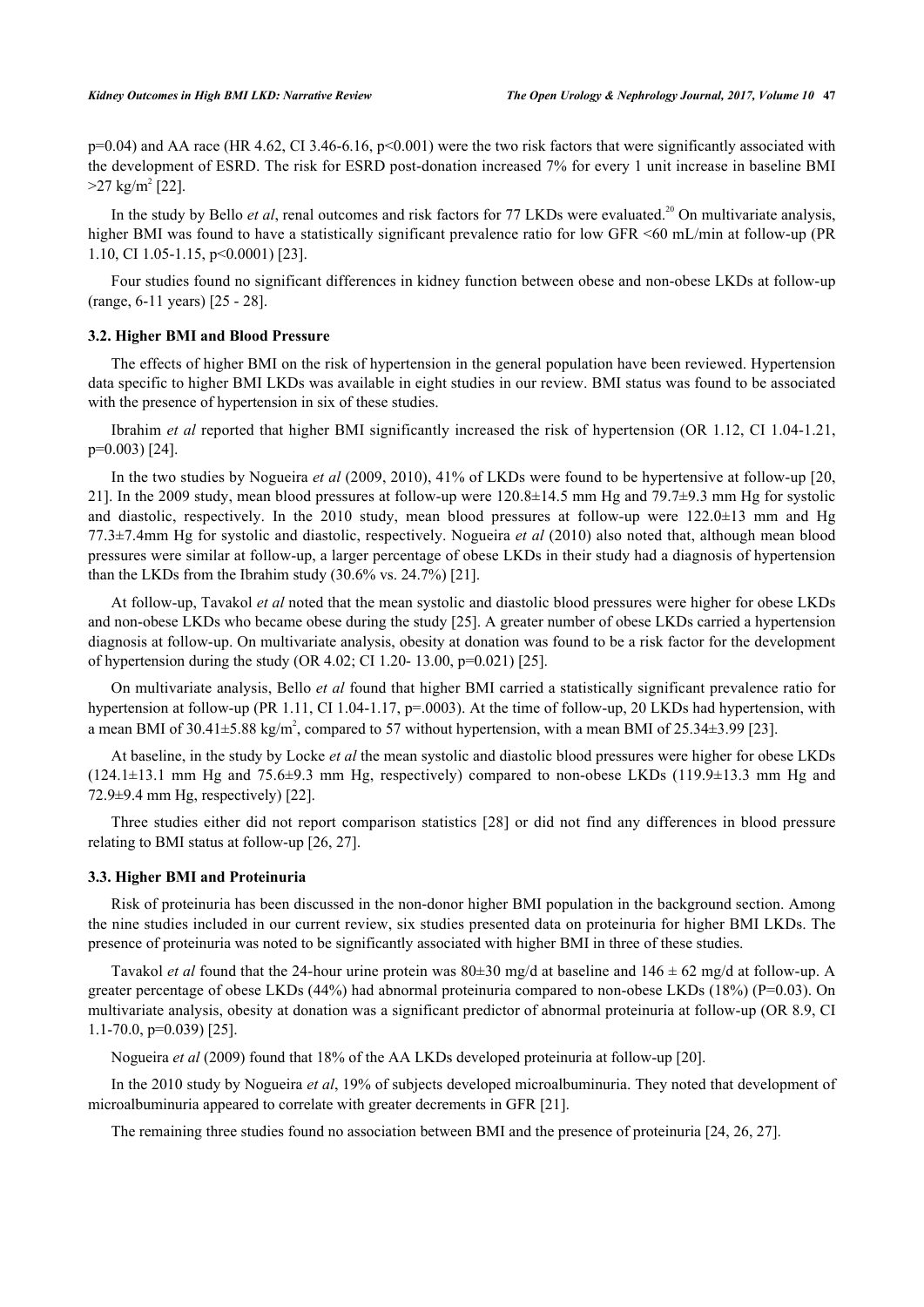p=0.04) and AA race (HR 4.62, CI 3.46-6.16, p<0.001) were the two risk factors that were significantly associated with the development of ESRD. The risk for ESRD post-donation increased 7% for every 1 unit increase in baseline BMI >27 kg/m$^2$ [22].

In the study by Bello *et al*, renal outcomes and risk factors for 77 LKDs were evaluated.[20] On multivariate analysis, higher BMI was found to have a statistically significant prevalence ratio for low GFR <60 mL/min at follow-up (PR 1.10, CI 1.05-1.15, p<0.0001) [23].

Four studies found no significant differences in kidney function between obese and non-obese LKDs at follow-up (range, 6-11 years) [25 - 28].

### 3.2. Higher BMI and Blood Pressure

The effects of higher BMI on the risk of hypertension in the general population have been reviewed. Hypertension data specific to higher BMI LKDs was available in eight studies in our review. BMI status was found to be associated with the presence of hypertension in six of these studies.

Ibrahim *et al* reported that higher BMI significantly increased the risk of hypertension (OR 1.12, CI 1.04-1.21, p=0.003) [24].

In the two studies by Nogueira *et al* (2009, 2010), 41% of LKDs were found to be hypertensive at follow-up [20, 21]. In the 2009 study, mean blood pressures at follow-up were 120.8±14.5 mm Hg and 79.7±9.3 mm Hg for systolic and diastolic, respectively. In the 2010 study, mean blood pressures at follow-up were 122.0±13 mm and Hg 77.3±7.4mm Hg for systolic and diastolic, respectively. Nogueira *et al* (2010) also noted that, although mean blood pressures were similar at follow-up, a larger percentage of obese LKDs in their study had a diagnosis of hypertension than the LKDs from the Ibrahim study (30.6% vs. 24.7%) [21].

At follow-up, Tavakol *et al* noted that the mean systolic and diastolic blood pressures were higher for obese LKDs and non-obese LKDs who became obese during the study [25]. A greater number of obese LKDs carried a hypertension diagnosis at follow-up. On multivariate analysis, obesity at donation was found to be a risk factor for the development of hypertension during the study (OR 4.02; CI 1.20- 13.00, p=0.021) [25].

On multivariate analysis, Bello *et al* found that higher BMI carried a statistically significant prevalence ratio for hypertension at follow-up (PR 1.11, CI 1.04-1.17, p=.0003). At the time of follow-up, 20 LKDs had hypertension, with a mean BMI of 30.41±5.88 kg/m$^2$, compared to 57 without hypertension, with a mean BMI of 25.34±3.99 [23].

At baseline, in the study by Locke *et al* the mean systolic and diastolic blood pressures were higher for obese LKDs (124.1±13.1 mm Hg and 75.6±9.3 mm Hg, respectively) compared to non-obese LKDs (119.9±13.3 mm Hg and 72.9±9.4 mm Hg, respectively) [22].

Three studies either did not report comparison statistics [28] or did not find any differences in blood pressure relating to BMI status at follow-up [26, 27].

### 3.3. Higher BMI and Proteinuria

Risk of proteinuria has been discussed in the non-donor higher BMI population in the background section. Among the nine studies included in our current review, six studies presented data on proteinuria for higher BMI LKDs. The presence of proteinuria was noted to be significantly associated with higher BMI in three of these studies.

Tavakol *et al* found that the 24-hour urine protein was 80±30 mg/d at baseline and 146 ± 62 mg/d at follow-up. A greater percentage of obese LKDs (44%) had abnormal proteinuria compared to non-obese LKDs (18%) (P=0.03). On multivariate analysis, obesity at donation was a significant predictor of abnormal proteinuria at follow-up (OR 8.9, CI 1.1-70.0, p=0.039) [25].

Nogueira *et al* (2009) found that 18% of the AA LKDs developed proteinuria at follow-up [20].

In the 2010 study by Nogueira *et al*, 19% of subjects developed microalbuminuria. They noted that development of microalbuminuria appeared to correlate with greater decrements in GFR [21].

The remaining three studies found no association between BMI and the presence of proteinuria [24, 26, 27].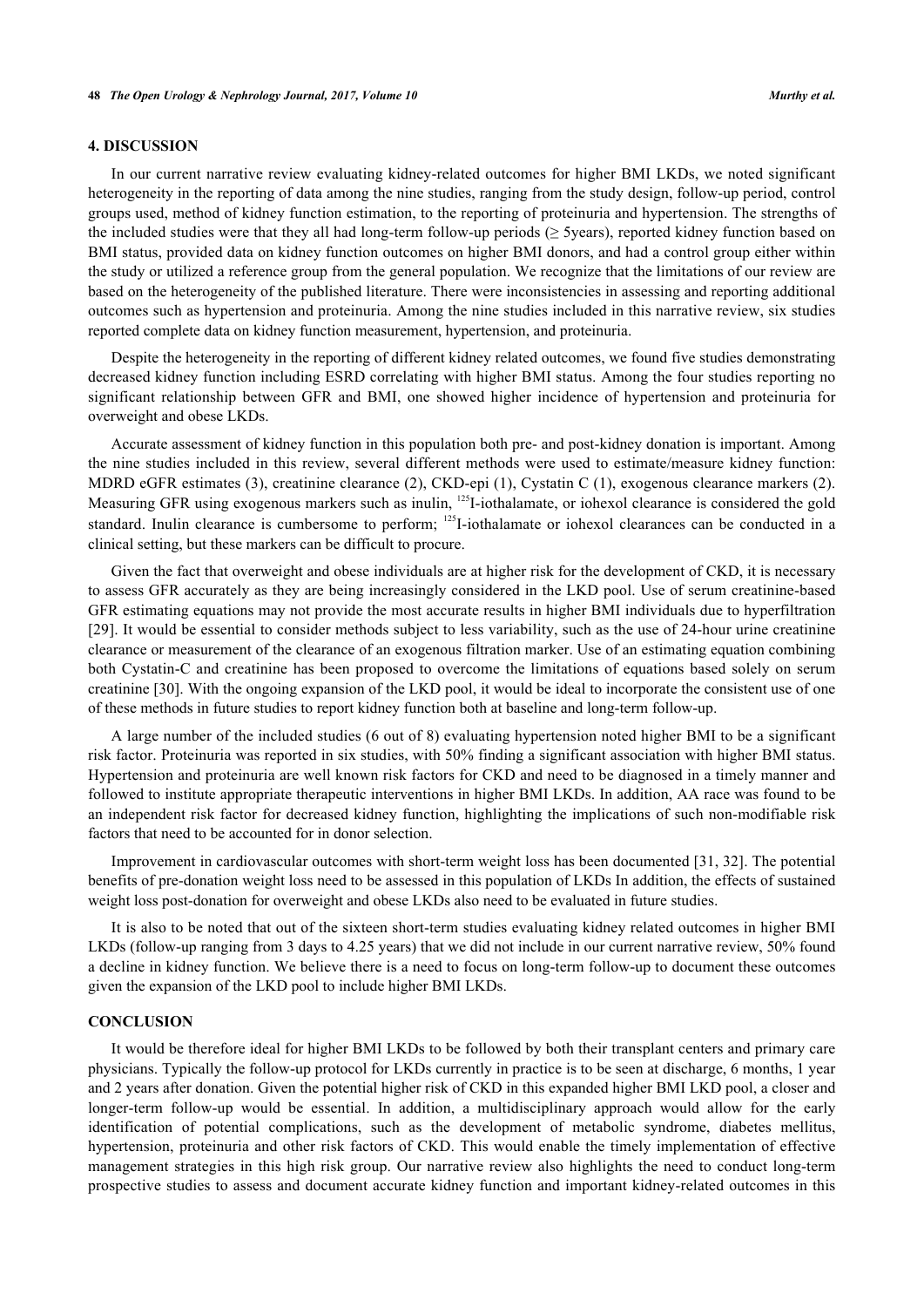## 4. DISCUSSION

In our current narrative review evaluating kidney-related outcomes for higher BMI LKDs, we noted significant heterogeneity in the reporting of data among the nine studies, ranging from the study design, follow-up period, control groups used, method of kidney function estimation, to the reporting of proteinuria and hypertension. The strengths of the included studies were that they all had long-term follow-up periods (≥ 5years), reported kidney function based on BMI status, provided data on kidney function outcomes on higher BMI donors, and had a control group either within the study or utilized a reference group from the general population. We recognize that the limitations of our review are based on the heterogeneity of the published literature. There were inconsistencies in assessing and reporting additional outcomes such as hypertension and proteinuria. Among the nine studies included in this narrative review, six studies reported complete data on kidney function measurement, hypertension, and proteinuria.

Despite the heterogeneity in the reporting of different kidney related outcomes, we found five studies demonstrating decreased kidney function including ESRD correlating with higher BMI status. Among the four studies reporting no significant relationship between GFR and BMI, one showed higher incidence of hypertension and proteinuria for overweight and obese LKDs.

Accurate assessment of kidney function in this population both pre- and post-kidney donation is important. Among the nine studies included in this review, several different methods were used to estimate/measure kidney function: MDRD eGFR estimates (3), creatinine clearance (2), CKD-epi (1), Cystatin C (1), exogenous clearance markers (2). Measuring GFR using exogenous markers such as inulin, $^{125}$I-iothalamate, or iohexol clearance is considered the gold standard. Inulin clearance is cumbersome to perform; $^{125}$I-iothalamate or iohexol clearances can be conducted in a clinical setting, but these markers can be difficult to procure.

Given the fact that overweight and obese individuals are at higher risk for the development of CKD, it is necessary to assess GFR accurately as they are being increasingly considered in the LKD pool. Use of serum creatinine-based GFR estimating equations may not provide the most accurate results in higher BMI individuals due to hyperfiltration [29]. It would be essential to consider methods subject to less variability, such as the use of 24-hour urine creatinine clearance or measurement of the clearance of an exogenous filtration marker. Use of an estimating equation combining both Cystatin-C and creatinine has been proposed to overcome the limitations of equations based solely on serum creatinine [30]. With the ongoing expansion of the LKD pool, it would be ideal to incorporate the consistent use of one of these methods in future studies to report kidney function both at baseline and long-term follow-up.

A large number of the included studies (6 out of 8) evaluating hypertension noted higher BMI to be a significant risk factor. Proteinuria was reported in six studies, with 50% finding a significant association with higher BMI status. Hypertension and proteinuria are well known risk factors for CKD and need to be diagnosed in a timely manner and followed to institute appropriate therapeutic interventions in higher BMI LKDs. In addition, AA race was found to be an independent risk factor for decreased kidney function, highlighting the implications of such non-modifiable risk factors that need to be accounted for in donor selection.

Improvement in cardiovascular outcomes with short-term weight loss has been documented [31, 32]. The potential benefits of pre-donation weight loss need to be assessed in this population of LKDs In addition, the effects of sustained weight loss post-donation for overweight and obese LKDs also need to be evaluated in future studies.

It is also to be noted that out of the sixteen short-term studies evaluating kidney related outcomes in higher BMI LKDs (follow-up ranging from 3 days to 4.25 years) that we did not include in our current narrative review, 50% found a decline in kidney function. We believe there is a need to focus on long-term follow-up to document these outcomes given the expansion of the LKD pool to include higher BMI LKDs.

## CONCLUSION

It would be therefore ideal for higher BMI LKDs to be followed by both their transplant centers and primary care physicians. Typically the follow-up protocol for LKDs currently in practice is to be seen at discharge, 6 months, 1 year and 2 years after donation. Given the potential higher risk of CKD in this expanded higher BMI LKD pool, a closer and longer-term follow-up would be essential. In addition, a multidisciplinary approach would allow for the early identification of potential complications, such as the development of metabolic syndrome, diabetes mellitus, hypertension, proteinuria and other risk factors of CKD. This would enable the timely implementation of effective management strategies in this high risk group. Our narrative review also highlights the need to conduct long-term prospective studies to assess and document accurate kidney function and important kidney-related outcomes in this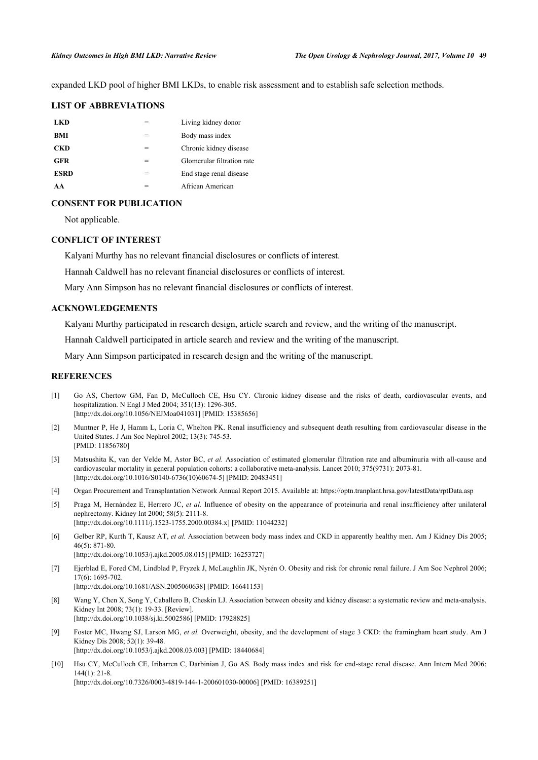expanded LKD pool of higher BMI LKDs, to enable risk assessment and to establish safe selection methods.

## LIST OF ABBREVIATIONS

| | | |
|---|---|---|
| **LKD** | = | Living kidney donor |
| **BMI** | = | Body mass index |
| **CKD** | = | Chronic kidney disease |
| **GFR** | = | Glomerular filtration rate |
| **ESRD** | = | End stage renal disease |
| **AA** | = | African American |

## CONSENT FOR PUBLICATION

Not applicable.

## CONFLICT OF INTEREST

Kalyani Murthy has no relevant financial disclosures or conflicts of interest.

Hannah Caldwell has no relevant financial disclosures or conflicts of interest.

Mary Ann Simpson has no relevant financial disclosures or conflicts of interest.

## ACKNOWLEDGEMENTS

Kalyani Murthy participated in research design, article search and review, and the writing of the manuscript.

Hannah Caldwell participated in article search and review and the writing of the manuscript.

Mary Ann Simpson participated in research design and the writing of the manuscript.

## REFERENCES

[1] Go AS, Chertow GM, Fan D, McCulloch CE, Hsu CY. Chronic kidney disease and the risks of death, cardiovascular events, and hospitalization. N Engl J Med 2004; 351(13): 1296-305.
[http://dx.doi.org/10.1056/NEJMoa041031] [PMID: 15385656]

[2] Muntner P, He J, Hamm L, Loria C, Whelton PK. Renal insufficiency and subsequent death resulting from cardiovascular disease in the United States. J Am Soc Nephrol 2002; 13(3): 745-53.
[PMID: 11856780]

[3] Matsushita K, van der Velde M, Astor BC, *et al.* Association of estimated glomerular filtration rate and albuminuria with all-cause and cardiovascular mortality in general population cohorts: a collaborative meta-analysis. Lancet 2010; 375(9731): 2073-81.
[http://dx.doi.org/10.1016/S0140-6736(10)60674-5] [PMID: 20483451]

[4] Organ Procurement and Transplantation Network Annual Report 2015. Available at: https://optn.tranplant.hrsa.gov/latestData/rptData.asp

[5] Praga M, Hernández E, Herrero JC, *et al.* Influence of obesity on the appearance of proteinuria and renal insufficiency after unilateral nephrectomy. Kidney Int 2000; 58(5): 2111-8.
[http://dx.doi.org/10.1111/j.1523-1755.2000.00384.x] [PMID: 11044232]

[6] Gelber RP, Kurth T, Kausz AT, *et al.* Association between body mass index and CKD in apparently healthy men. Am J Kidney Dis 2005; 46(5): 871-80.
[http://dx.doi.org/10.1053/j.ajkd.2005.08.015] [PMID: 16253727]

[7] Ejerblad E, Fored CM, Lindblad P, Fryzek J, McLaughlin JK, Nyrén O. Obesity and risk for chronic renal failure. J Am Soc Nephrol 2006; 17(6): 1695-702.
[http://dx.doi.org/10.1681/ASN.2005060638] [PMID: 16641153]

[8] Wang Y, Chen X, Song Y, Caballero B, Cheskin LJ. Association between obesity and kidney disease: a systematic review and meta-analysis. Kidney Int 2008; 73(1): 19-33. [Review].
[http://dx.doi.org/10.1038/sj.ki.5002586] [PMID: 17928825]

[9] Foster MC, Hwang SJ, Larson MG, *et al.* Overweight, obesity, and the development of stage 3 CKD: the framingham heart study. Am J Kidney Dis 2008; 52(1): 39-48.
[http://dx.doi.org/10.1053/j.ajkd.2008.03.003] [PMID: 18440684]

[10] Hsu CY, McCulloch CE, Iribarren C, Darbinian J, Go AS. Body mass index and risk for end-stage renal disease. Ann Intern Med 2006; 144(1): 21-8.
[http://dx.doi.org/10.7326/0003-4819-144-1-200601030-00006] [PMID: 16389251]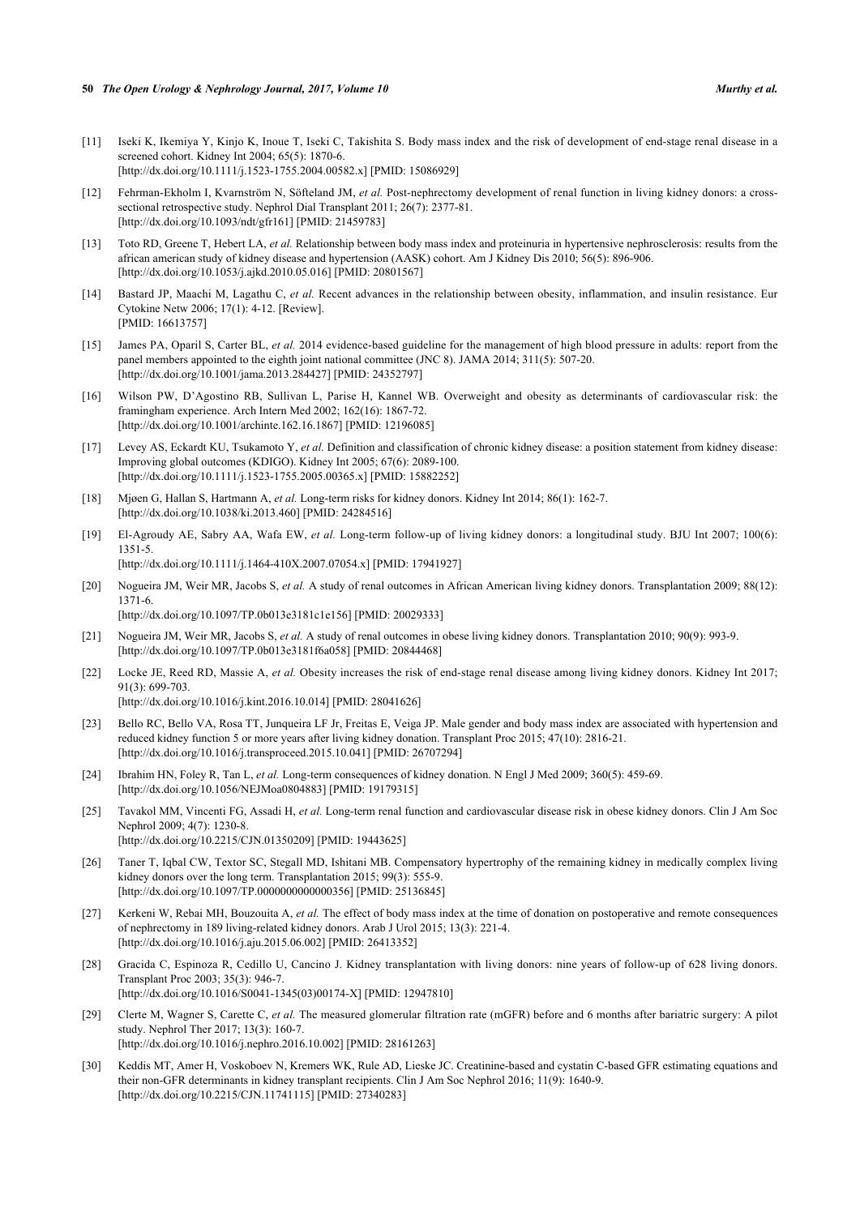[11] Iseki K, Ikemiya Y, Kinjo K, Inoue T, Iseki C, Takishita S. Body mass index and the risk of development of end-stage renal disease in a screened cohort. Kidney Int 2004; 65(5): 1870-6.
[http://dx.doi.org/10.1111/j.1523-1755.2004.00582.x] [PMID: 15086929]

[12] Fehrman-Ekholm I, Kvarnström N, Söfteland JM, *et al.* Post-nephrectomy development of renal function in living kidney donors: a cross-sectional retrospective study. Nephrol Dial Transplant 2011; 26(7): 2377-81.
[http://dx.doi.org/10.1093/ndt/gfr161] [PMID: 21459783]

[13] Toto RD, Greene T, Hebert LA, *et al.* Relationship between body mass index and proteinuria in hypertensive nephrosclerosis: results from the african american study of kidney disease and hypertension (AASK) cohort. Am J Kidney Dis 2010; 56(5): 896-906.
[http://dx.doi.org/10.1053/j.ajkd.2010.05.016] [PMID: 20801567]

[14] Bastard JP, Maachi M, Lagathu C, *et al.* Recent advances in the relationship between obesity, inflammation, and insulin resistance. Eur Cytokine Netw 2006; 17(1): 4-12. [Review].
[PMID: 16613757]

[15] James PA, Oparil S, Carter BL, *et al.* 2014 evidence-based guideline for the management of high blood pressure in adults: report from the panel members appointed to the eighth joint national committee (JNC 8). JAMA 2014; 311(5): 507-20.
[http://dx.doi.org/10.1001/jama.2013.284427] [PMID: 24352797]

[16] Wilson PW, D'Agostino RB, Sullivan L, Parise H, Kannel WB. Overweight and obesity as determinants of cardiovascular risk: the framingham experience. Arch Intern Med 2002; 162(16): 1867-72.
[http://dx.doi.org/10.1001/archinte.162.16.1867] [PMID: 12196085]

[17] Levey AS, Eckardt KU, Tsukamoto Y, *et al.* Definition and classification of chronic kidney disease: a position statement from kidney disease: Improving global outcomes (KDIGO). Kidney Int 2005; 67(6): 2089-100.
[http://dx.doi.org/10.1111/j.1523-1755.2005.00365.x] [PMID: 15882252]

[18] Mjøen G, Hallan S, Hartmann A, *et al.* Long-term risks for kidney donors. Kidney Int 2014; 86(1): 162-7.
[http://dx.doi.org/10.1038/ki.2013.460] [PMID: 24284516]

[19] El-Agroudy AE, Sabry AA, Wafa EW, *et al.* Long-term follow-up of living kidney donors: a longitudinal study. BJU Int 2007; 100(6): 1351-5.
[http://dx.doi.org/10.1111/j.1464-410X.2007.07054.x] [PMID: 17941927]

[20] Nogueira JM, Weir MR, Jacobs S, *et al.* A study of renal outcomes in African American living kidney donors. Transplantation 2009; 88(12): 1371-6.
[http://dx.doi.org/10.1097/TP.0b013e3181c1e156] [PMID: 20029333]

[21] Nogueira JM, Weir MR, Jacobs S, *et al.* A study of renal outcomes in obese living kidney donors. Transplantation 2010; 90(9): 993-9.
[http://dx.doi.org/10.1097/TP.0b013e3181f6a058] [PMID: 20844468]

[22] Locke JE, Reed RD, Massie A, *et al.* Obesity increases the risk of end-stage renal disease among living kidney donors. Kidney Int 2017; 91(3): 699-703.
[http://dx.doi.org/10.1016/j.kint.2016.10.014] [PMID: 28041626]

[23] Bello RC, Bello VA, Rosa TT, Junqueira LF Jr, Freitas E, Veiga JP. Male gender and body mass index are associated with hypertension and reduced kidney function 5 or more years after living kidney donation. Transplant Proc 2015; 47(10): 2816-21.
[http://dx.doi.org/10.1016/j.transproceed.2015.10.041] [PMID: 26707294]

[24] Ibrahim HN, Foley R, Tan L, *et al.* Long-term consequences of kidney donation. N Engl J Med 2009; 360(5): 459-69.
[http://dx.doi.org/10.1056/NEJMoa0804883] [PMID: 19179315]

[25] Tavakol MM, Vincenti FG, Assadi H, *et al.* Long-term renal function and cardiovascular disease risk in obese kidney donors. Clin J Am Soc Nephrol 2009; 4(7): 1230-8.
[http://dx.doi.org/10.2215/CJN.01350209] [PMID: 19443625]

[26] Taner T, Iqbal CW, Textor SC, Stegall MD, Ishitani MB. Compensatory hypertrophy of the remaining kidney in medically complex living kidney donors over the long term. Transplantation 2015; 99(3): 555-9.
[http://dx.doi.org/10.1097/TP.0000000000000356] [PMID: 25136845]

[27] Kerkeni W, Rebai MH, Bouzouita A, *et al.* The effect of body mass index at the time of donation on postoperative and remote consequences of nephrectomy in 189 living-related kidney donors. Arab J Urol 2015; 13(3): 221-4.
[http://dx.doi.org/10.1016/j.aju.2015.06.002] [PMID: 26413352]

[28] Gracida C, Espinoza R, Cedillo U, Cancino J. Kidney transplantation with living donors: nine years of follow-up of 628 living donors. Transplant Proc 2003; 35(3): 946-7.
[http://dx.doi.org/10.1016/S0041-1345(03)00174-X] [PMID: 12947810]

[29] Clerte M, Wagner S, Carette C, *et al.* The measured glomerular filtration rate (mGFR) before and 6 months after bariatric surgery: A pilot study. Nephrol Ther 2017; 13(3): 160-7.
[http://dx.doi.org/10.1016/j.nephro.2016.10.002] [PMID: 28161263]

[30] Keddis MT, Amer H, Voskoboev N, Kremers WK, Rule AD, Lieske JC. Creatinine-based and cystatin C-based GFR estimating equations and their non-GFR determinants in kidney transplant recipients. Clin J Am Soc Nephrol 2016; 11(9): 1640-9.
[http://dx.doi.org/10.2215/CJN.11741115] [PMID: 27340283]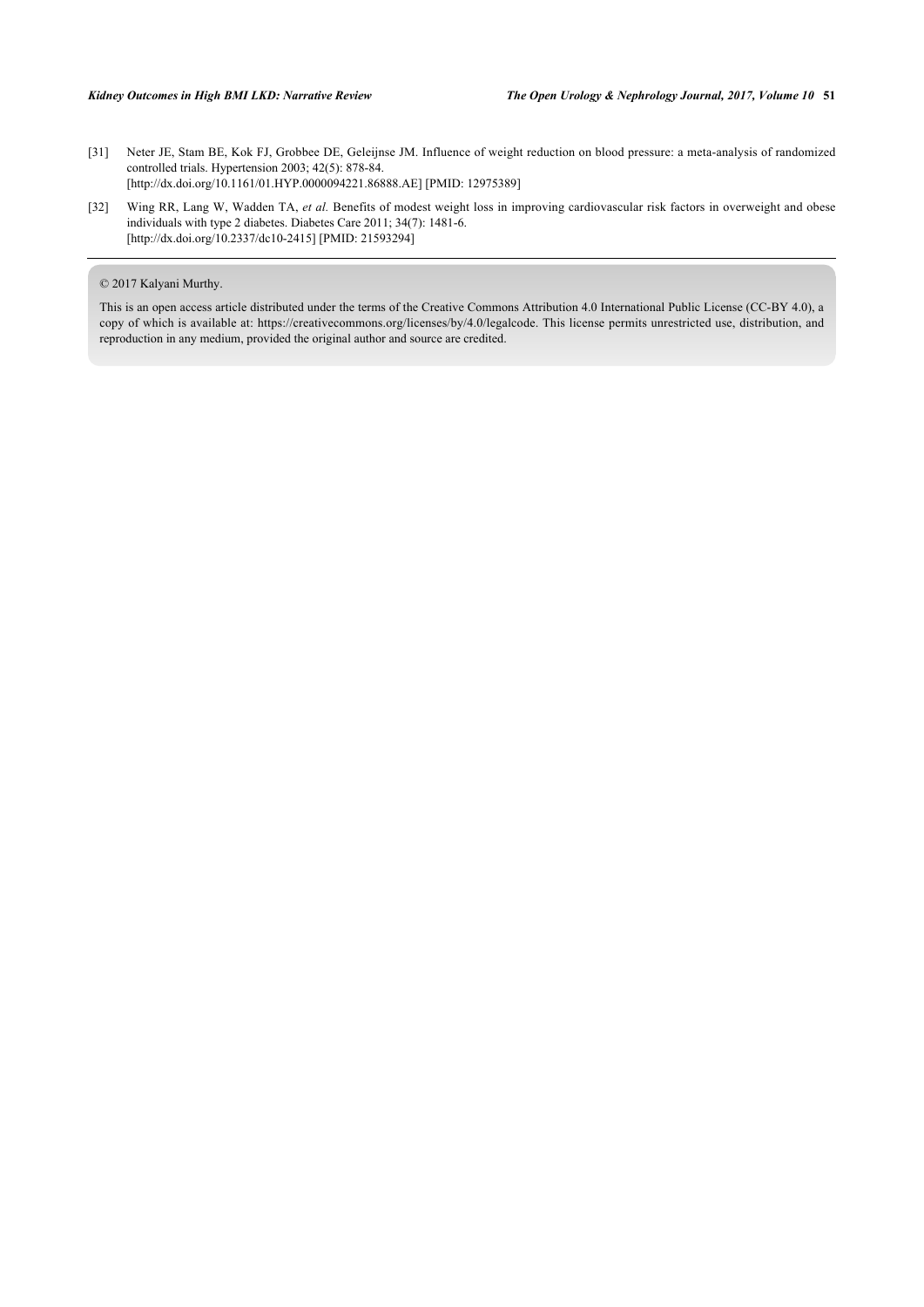[31] Neter JE, Stam BE, Kok FJ, Grobbee DE, Geleijnse JM. Influence of weight reduction on blood pressure: a meta-analysis of randomized controlled trials. Hypertension 2003; 42(5): 878-84. [http://dx.doi.org/10.1161/01.HYP.0000094221.86888.AE] [PMID: 12975389]

[32] Wing RR, Lang W, Wadden TA, *et al.* Benefits of modest weight loss in improving cardiovascular risk factors in overweight and obese individuals with type 2 diabetes. Diabetes Care 2011; 34(7): 1481-6. [http://dx.doi.org/10.2337/dc10-2415] [PMID: 21593294]

---

© 2017 Kalyani Murthy.

This is an open access article distributed under the terms of the Creative Commons Attribution 4.0 International Public License (CC-BY 4.0), a copy of which is available at: https://creativecommons.org/licenses/by/4.0/legalcode. This license permits unrestricted use, distribution, and reproduction in any medium, provided the original author and source are credited.